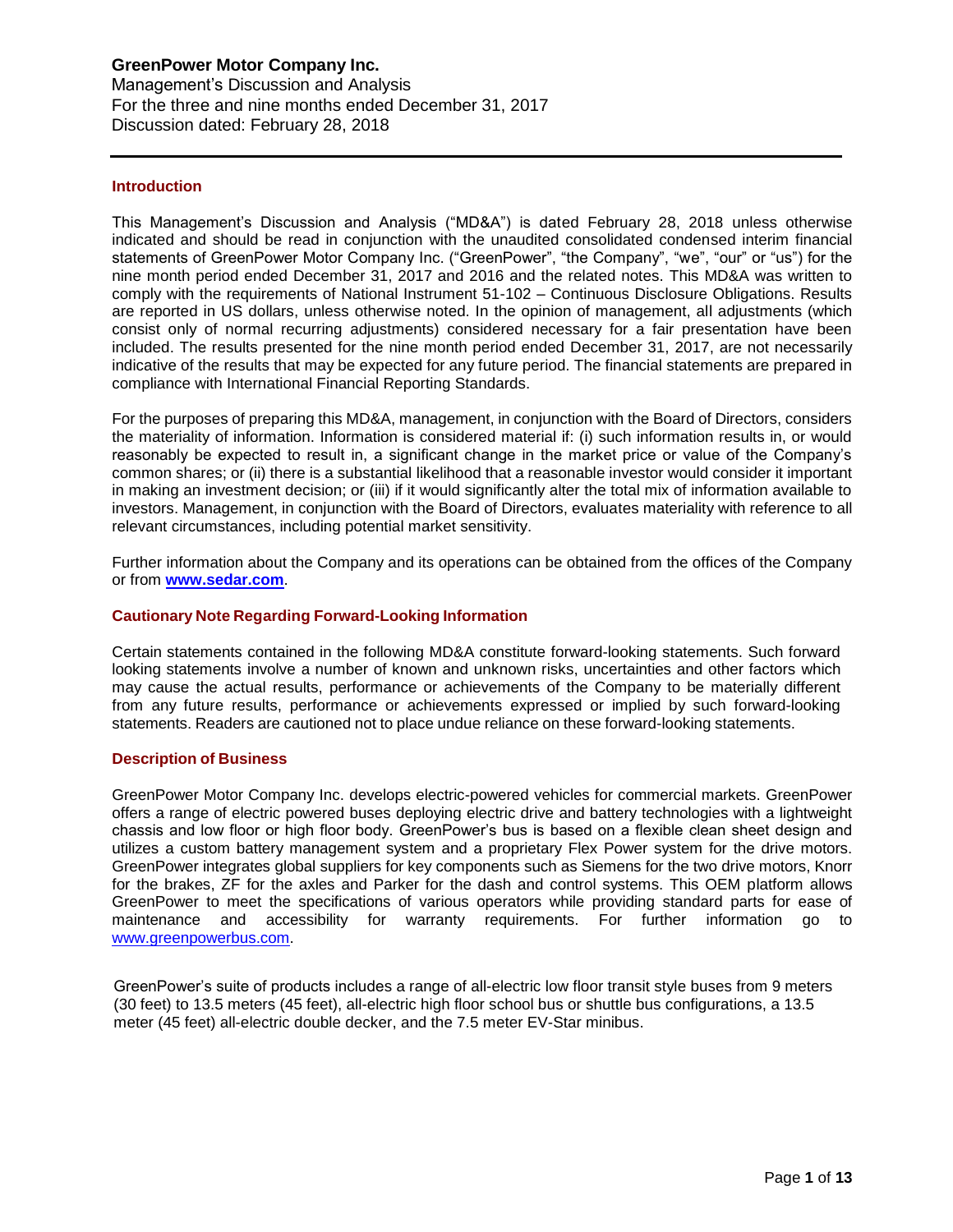# GreenPower Motor Company Inc.

Management's Discussion and Analysis
For the three and nine months ended December 31, 2017
Discussion dated: February 28, 2018

---

## Introduction

This Management's Discussion and Analysis ("MD&A") is dated February 28, 2018 unless otherwise indicated and should be read in conjunction with the unaudited consolidated condensed interim financial statements of GreenPower Motor Company Inc. ("GreenPower", "the Company", "we", "our" or "us") for the nine month period ended December 31, 2017 and 2016 and the related notes. This MD&A was written to comply with the requirements of National Instrument 51-102 – Continuous Disclosure Obligations. Results are reported in US dollars, unless otherwise noted. In the opinion of management, all adjustments (which consist only of normal recurring adjustments) considered necessary for a fair presentation have been included. The results presented for the nine month period ended December 31, 2017, are not necessarily indicative of the results that may be expected for any future period. The financial statements are prepared in compliance with International Financial Reporting Standards.

For the purposes of preparing this MD&A, management, in conjunction with the Board of Directors, considers the materiality of information. Information is considered material if: (i) such information results in, or would reasonably be expected to result in, a significant change in the market price or value of the Company's common shares; or (ii) there is a substantial likelihood that a reasonable investor would consider it important in making an investment decision; or (iii) if it would significantly alter the total mix of information available to investors. Management, in conjunction with the Board of Directors, evaluates materiality with reference to all relevant circumstances, including potential market sensitivity.

Further information about the Company and its operations can be obtained from the offices of the Company or from **www.sedar.com**.

## Cautionary Note Regarding Forward-Looking Information

Certain statements contained in the following MD&A constitute forward-looking statements. Such forward looking statements involve a number of known and unknown risks, uncertainties and other factors which may cause the actual results, performance or achievements of the Company to be materially different from any future results, performance or achievements expressed or implied by such forward-looking statements. Readers are cautioned not to place undue reliance on these forward-looking statements.

## Description of Business

GreenPower Motor Company Inc. develops electric-powered vehicles for commercial markets. GreenPower offers a range of electric powered buses deploying electric drive and battery technologies with a lightweight chassis and low floor or high floor body. GreenPower's bus is based on a flexible clean sheet design and utilizes a custom battery management system and a proprietary Flex Power system for the drive motors. GreenPower integrates global suppliers for key components such as Siemens for the two drive motors, Knorr for the brakes, ZF for the axles and Parker for the dash and control systems. This OEM platform allows GreenPower to meet the specifications of various operators while providing standard parts for ease of maintenance and accessibility for warranty requirements. For further information go to www.greenpowerbus.com.

GreenPower's suite of products includes a range of all-electric low floor transit style buses from 9 meters (30 feet) to 13.5 meters (45 feet), all-electric high floor school bus or shuttle bus configurations, a 13.5 meter (45 feet) all-electric double decker, and the 7.5 meter EV-Star minibus.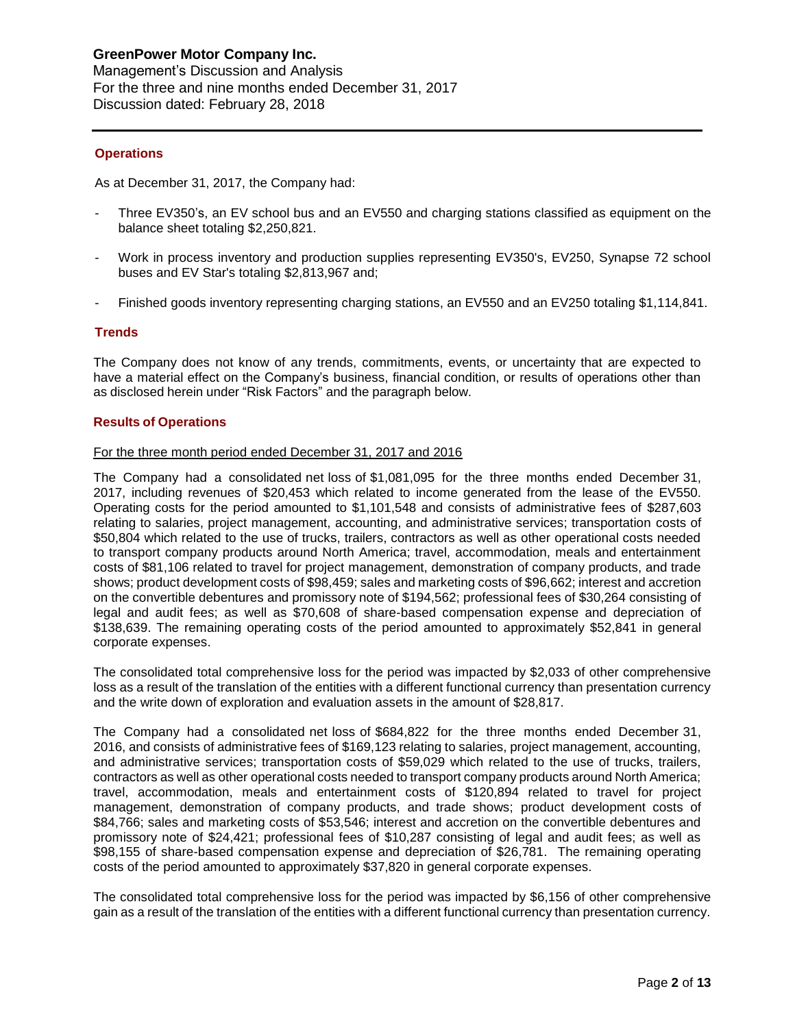## Operations

As at December 31, 2017, the Company had:

- Three EV350's, an EV school bus and an EV550 and charging stations classified as equipment on the balance sheet totaling $2,250,821.
- Work in process inventory and production supplies representing EV350's, EV250, Synapse 72 school buses and EV Star's totaling $2,813,967 and;
- Finished goods inventory representing charging stations, an EV550 and an EV250 totaling $1,114,841.

## Trends

The Company does not know of any trends, commitments, events, or uncertainty that are expected to have a material effect on the Company's business, financial condition, or results of operations other than as disclosed herein under "Risk Factors" and the paragraph below.

## Results of Operations

For the three month period ended December 31, 2017 and 2016

The Company had a consolidated net loss of $1,081,095 for the three months ended December 31, 2017, including revenues of $20,453 which related to income generated from the lease of the EV550. Operating costs for the period amounted to $1,101,548 and consists of administrative fees of $287,603 relating to salaries, project management, accounting, and administrative services; transportation costs of $50,804 which related to the use of trucks, trailers, contractors as well as other operational costs needed to transport company products around North America; travel, accommodation, meals and entertainment costs of $81,106 related to travel for project management, demonstration of company products, and trade shows; product development costs of $98,459; sales and marketing costs of $96,662; interest and accretion on the convertible debentures and promissory note of $194,562; professional fees of $30,264 consisting of legal and audit fees; as well as $70,608 of share-based compensation expense and depreciation of $138,639. The remaining operating costs of the period amounted to approximately $52,841 in general corporate expenses.

The consolidated total comprehensive loss for the period was impacted by $2,033 of other comprehensive loss as a result of the translation of the entities with a different functional currency than presentation currency and the write down of exploration and evaluation assets in the amount of $28,817.

The Company had a consolidated net loss of $684,822 for the three months ended December 31, 2016, and consists of administrative fees of $169,123 relating to salaries, project management, accounting, and administrative services; transportation costs of $59,029 which related to the use of trucks, trailers, contractors as well as other operational costs needed to transport company products around North America; travel, accommodation, meals and entertainment costs of $120,894 related to travel for project management, demonstration of company products, and trade shows; product development costs of $84,766; sales and marketing costs of $53,546; interest and accretion on the convertible debentures and promissory note of $24,421; professional fees of $10,287 consisting of legal and audit fees; as well as $98,155 of share-based compensation expense and depreciation of $26,781. The remaining operating costs of the period amounted to approximately $37,820 in general corporate expenses.

The consolidated total comprehensive loss for the period was impacted by $6,156 of other comprehensive gain as a result of the translation of the entities with a different functional currency than presentation currency.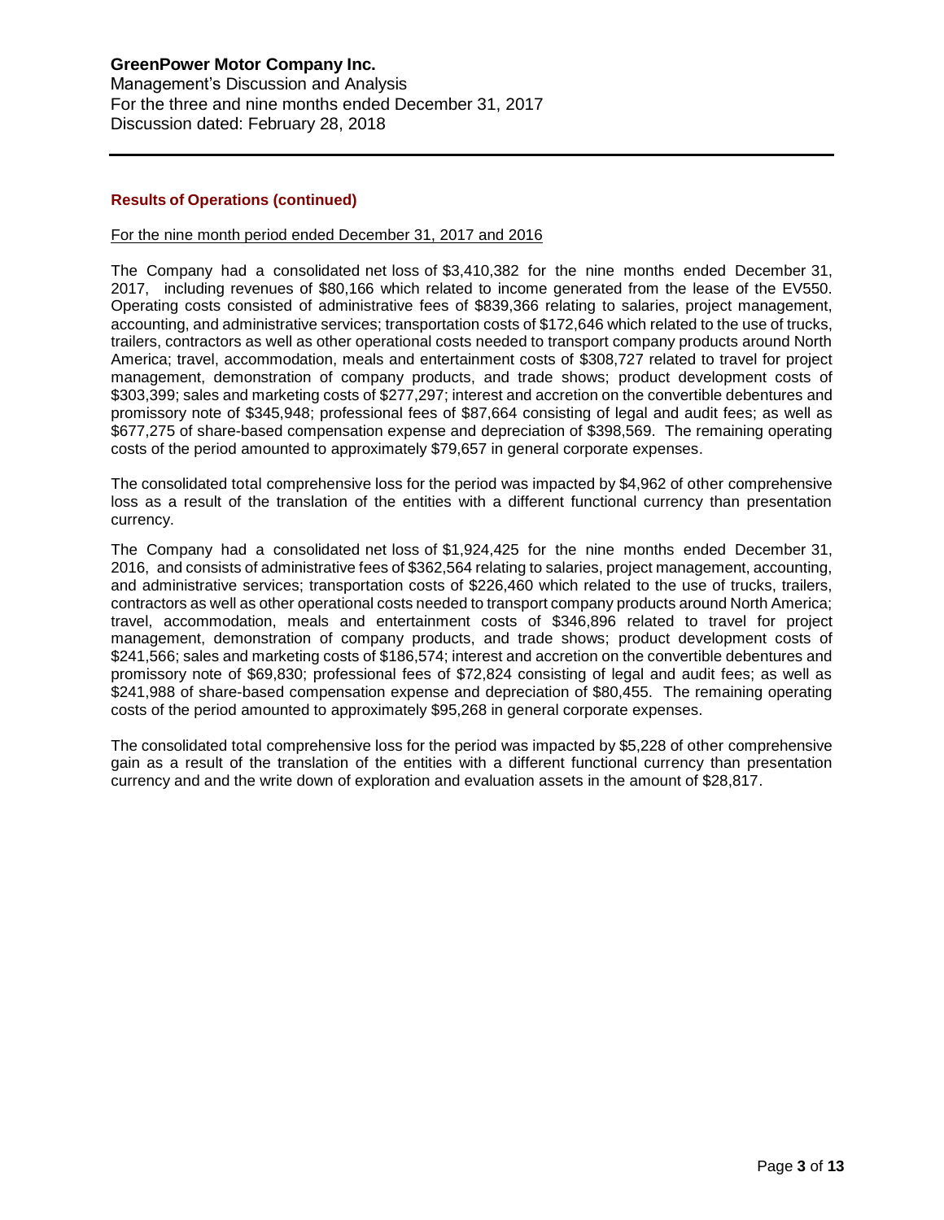### Results of Operations (continued)

For the nine month period ended December 31, 2017 and 2016

The Company had a consolidated net loss of $3,410,382 for the nine months ended December 31, 2017, including revenues of $80,166 which related to income generated from the lease of the EV550. Operating costs consisted of administrative fees of $839,366 relating to salaries, project management, accounting, and administrative services; transportation costs of $172,646 which related to the use of trucks, trailers, contractors as well as other operational costs needed to transport company products around North America; travel, accommodation, meals and entertainment costs of $308,727 related to travel for project management, demonstration of company products, and trade shows; product development costs of $303,399; sales and marketing costs of $277,297; interest and accretion on the convertible debentures and promissory note of $345,948; professional fees of $87,664 consisting of legal and audit fees; as well as $677,275 of share-based compensation expense and depreciation of $398,569. The remaining operating costs of the period amounted to approximately $79,657 in general corporate expenses.

The consolidated total comprehensive loss for the period was impacted by $4,962 of other comprehensive loss as a result of the translation of the entities with a different functional currency than presentation currency.

The Company had a consolidated net loss of $1,924,425 for the nine months ended December 31, 2016, and consists of administrative fees of $362,564 relating to salaries, project management, accounting, and administrative services; transportation costs of $226,460 which related to the use of trucks, trailers, contractors as well as other operational costs needed to transport company products around North America; travel, accommodation, meals and entertainment costs of $346,896 related to travel for project management, demonstration of company products, and trade shows; product development costs of $241,566; sales and marketing costs of $186,574; interest and accretion on the convertible debentures and promissory note of $69,830; professional fees of $72,824 consisting of legal and audit fees; as well as $241,988 of share-based compensation expense and depreciation of $80,455. The remaining operating costs of the period amounted to approximately $95,268 in general corporate expenses.

The consolidated total comprehensive loss for the period was impacted by $5,228 of other comprehensive gain as a result of the translation of the entities with a different functional currency than presentation currency and and the write down of exploration and evaluation assets in the amount of $28,817.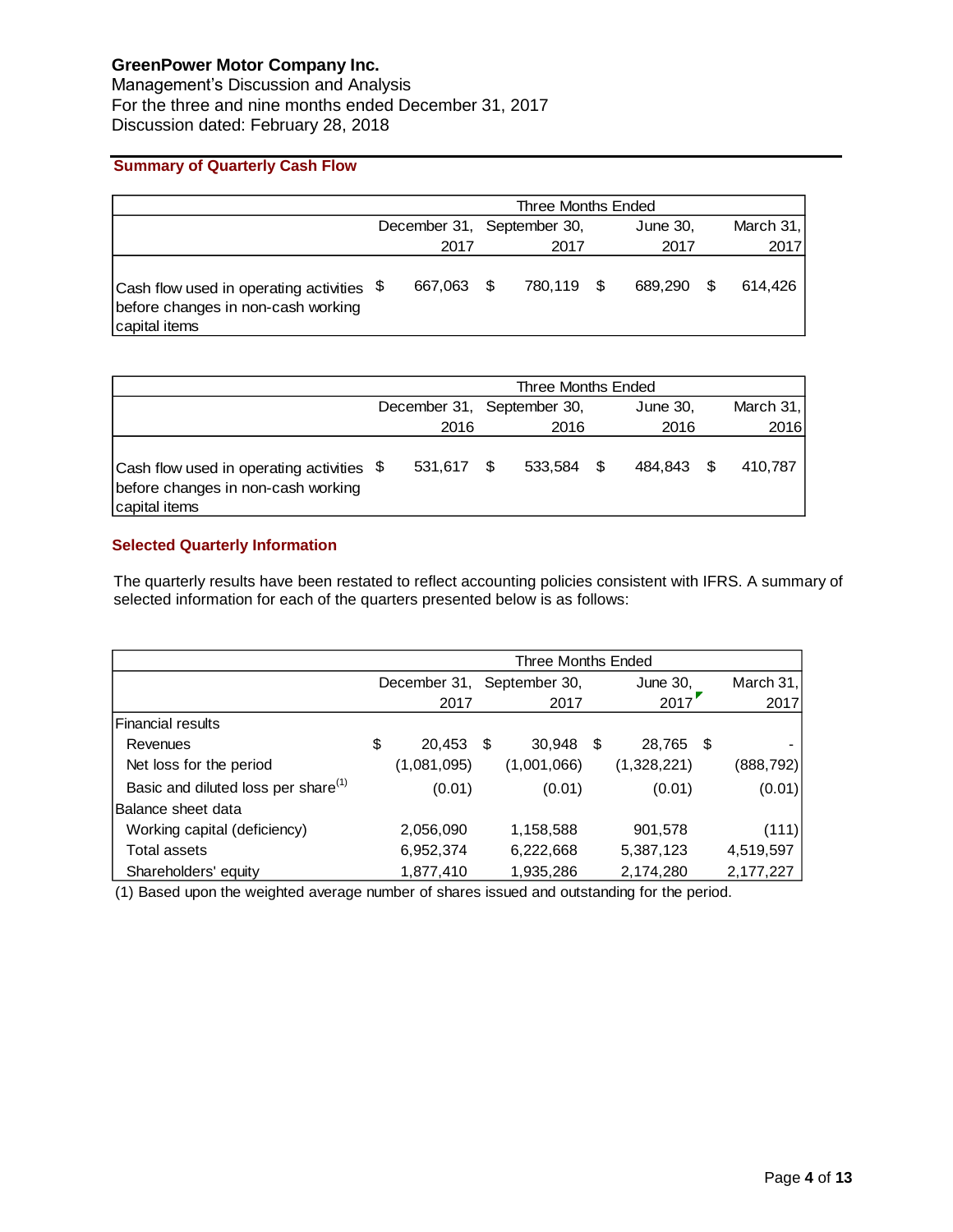**GreenPower Motor Company Inc.**
Management's Discussion and Analysis
For the three and nine months ended December 31, 2017
Discussion dated: February 28, 2018

## Summary of Quarterly Cash Flow

| | Three Months Ended | | | |
|---|---|---|---|---|
| | December 31, 2017 | September 30, 2017 | June 30, 2017 | March 31, 2017 |
| Cash flow used in operating activities before changes in non-cash working capital items | $ 667,063 | $ 780,119 | $ 689,290 | $ 614,426 |

| | Three Months Ended | | | |
|---|---|---|---|---|
| | December 31, 2016 | September 30, 2016 | June 30, 2016 | March 31, 2016 |
| Cash flow used in operating activities before changes in non-cash working capital items | $ 531,617 | $ 533,584 | $ 484,843 | $ 410,787 |

## Selected Quarterly Information

The quarterly results have been restated to reflect accounting policies consistent with IFRS. A summary of selected information for each of the quarters presented below is as follows:

| | Three Months Ended | | | |
|---|---|---|---|---|
| | December 31, 2017 | September 30, 2017 | June 30, 2017 | March 31, 2017 |
| Financial results | | | | |
| Revenues | $ 20,453 | $ 30,948 | $ 28,765 | $ - |
| Net loss for the period | (1,081,095) | (1,001,066) | (1,328,221) | (888,792) |
| Basic and diluted loss per share(1) | (0.01) | (0.01) | (0.01) | (0.01) |
| Balance sheet data | | | | |
| Working capital (deficiency) | 2,056,090 | 1,158,588 | 901,578 | (111) |
| Total assets | 6,952,374 | 6,222,668 | 5,387,123 | 4,519,597 |
| Shareholders' equity | 1,877,410 | 1,935,286 | 2,174,280 | 2,177,227 |

(1) Based upon the weighted average number of shares issued and outstanding for the period.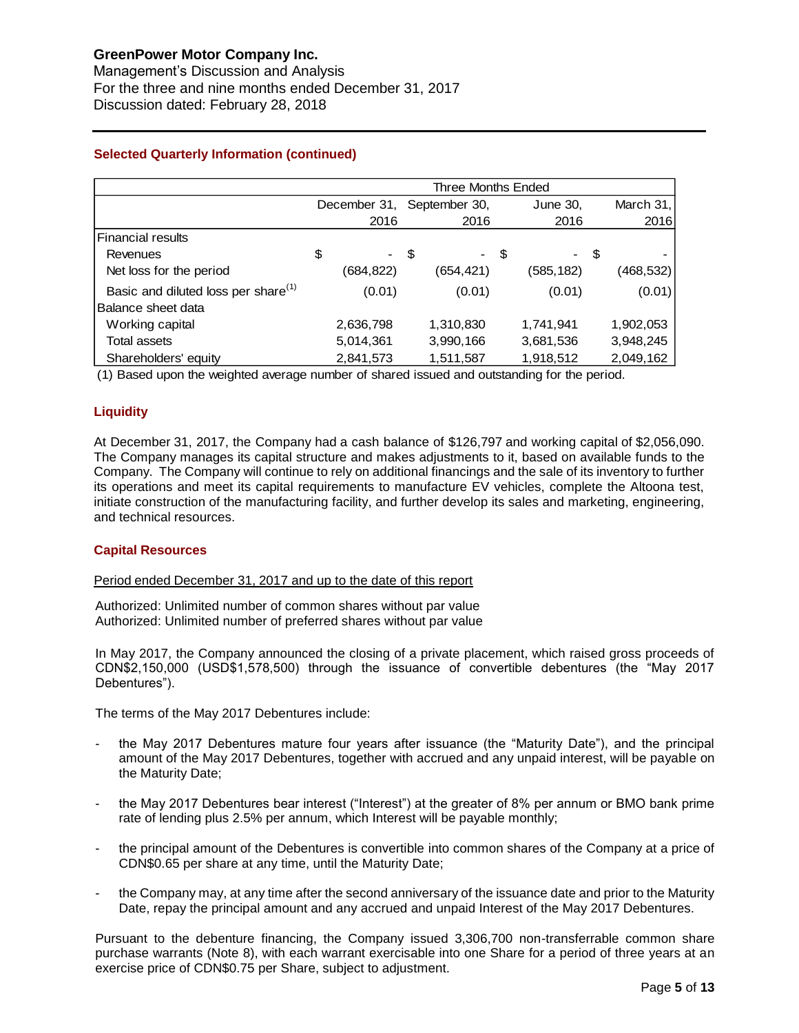## Selected Quarterly Information (continued)

| | Three Months Ended | | | |
|---|---|---|---|---|
| | December 31, 2016 | September 30, 2016 | June 30, 2016 | March 31, 2016 |
| Financial results | | | | |
| Revenues | $ - | $ - | $ - | $ - |
| Net loss for the period | (684,822) | (654,421) | (585,182) | (468,532) |
| Basic and diluted loss per share(1) | (0.01) | (0.01) | (0.01) | (0.01) |
| Balance sheet data | | | | |
| Working capital | 2,636,798 | 1,310,830 | 1,741,941 | 1,902,053 |
| Total assets | 5,014,361 | 3,990,166 | 3,681,536 | 3,948,245 |
| Shareholders' equity | 2,841,573 | 1,511,587 | 1,918,512 | 2,049,162 |

(1) Based upon the weighted average number of shared issued and outstanding for the period.

## Liquidity

At December 31, 2017, the Company had a cash balance of $126,797 and working capital of $2,056,090. The Company manages its capital structure and makes adjustments to it, based on available funds to the Company. The Company will continue to rely on additional financings and the sale of its inventory to further its operations and meet its capital requirements to manufacture EV vehicles, complete the Altoona test, initiate construction of the manufacturing facility, and further develop its sales and marketing, engineering, and technical resources.

## Capital Resources

Period ended December 31, 2017 and up to the date of this report

Authorized: Unlimited number of common shares without par value
Authorized: Unlimited number of preferred shares without par value

In May 2017, the Company announced the closing of a private placement, which raised gross proceeds of CDN$2,150,000 (USD$1,578,500) through the issuance of convertible debentures (the "May 2017 Debentures").

The terms of the May 2017 Debentures include:

- the May 2017 Debentures mature four years after issuance (the "Maturity Date"), and the principal amount of the May 2017 Debentures, together with accrued and any unpaid interest, will be payable on the Maturity Date;
- the May 2017 Debentures bear interest ("Interest") at the greater of 8% per annum or BMO bank prime rate of lending plus 2.5% per annum, which Interest will be payable monthly;
- the principal amount of the Debentures is convertible into common shares of the Company at a price of CDN$0.65 per share at any time, until the Maturity Date;
- the Company may, at any time after the second anniversary of the issuance date and prior to the Maturity Date, repay the principal amount and any accrued and unpaid Interest of the May 2017 Debentures.

Pursuant to the debenture financing, the Company issued 3,306,700 non-transferrable common share purchase warrants (Note 8), with each warrant exercisable into one Share for a period of three years at an exercise price of CDN$0.75 per Share, subject to adjustment.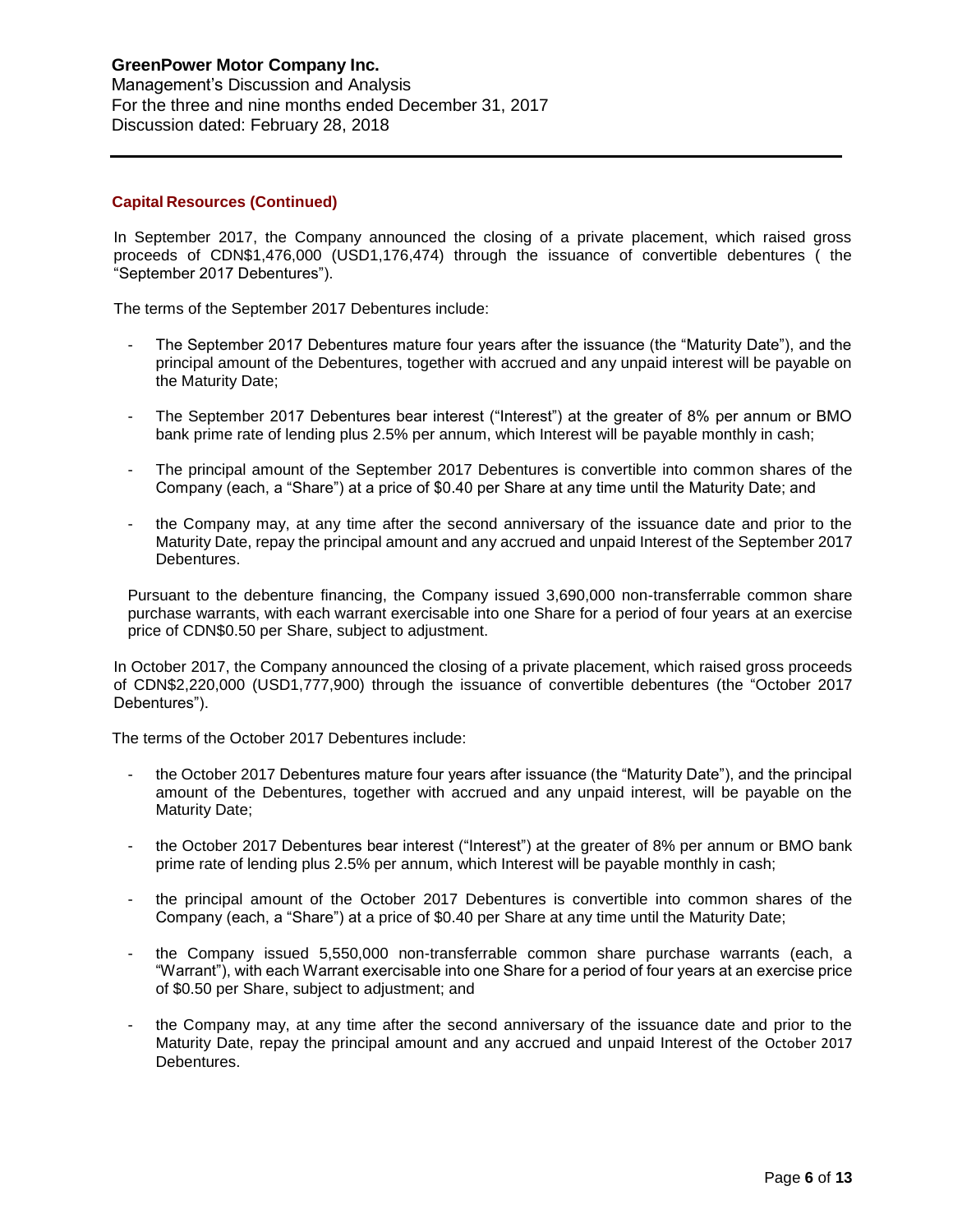## Capital Resources (Continued)

In September 2017, the Company announced the closing of a private placement, which raised gross proceeds of CDN$1,476,000 (USD1,176,474) through the issuance of convertible debentures ( the "September 2017 Debentures").

The terms of the September 2017 Debentures include:

- The September 2017 Debentures mature four years after the issuance (the "Maturity Date"), and the principal amount of the Debentures, together with accrued and any unpaid interest will be payable on the Maturity Date;
- The September 2017 Debentures bear interest ("Interest") at the greater of 8% per annum or BMO bank prime rate of lending plus 2.5% per annum, which Interest will be payable monthly in cash;
- The principal amount of the September 2017 Debentures is convertible into common shares of the Company (each, a "Share") at a price of $0.40 per Share at any time until the Maturity Date; and
- the Company may, at any time after the second anniversary of the issuance date and prior to the Maturity Date, repay the principal amount and any accrued and unpaid Interest of the September 2017 Debentures.

Pursuant to the debenture financing, the Company issued 3,690,000 non-transferrable common share purchase warrants, with each warrant exercisable into one Share for a period of four years at an exercise price of CDN$0.50 per Share, subject to adjustment.

In October 2017, the Company announced the closing of a private placement, which raised gross proceeds of CDN$2,220,000 (USD1,777,900) through the issuance of convertible debentures (the "October 2017 Debentures").

The terms of the October 2017 Debentures include:

- the October 2017 Debentures mature four years after issuance (the "Maturity Date"), and the principal amount of the Debentures, together with accrued and any unpaid interest, will be payable on the Maturity Date;
- the October 2017 Debentures bear interest ("Interest") at the greater of 8% per annum or BMO bank prime rate of lending plus 2.5% per annum, which Interest will be payable monthly in cash;
- the principal amount of the October 2017 Debentures is convertible into common shares of the Company (each, a "Share") at a price of $0.40 per Share at any time until the Maturity Date;
- the Company issued 5,550,000 non-transferrable common share purchase warrants (each, a "Warrant"), with each Warrant exercisable into one Share for a period of four years at an exercise price of $0.50 per Share, subject to adjustment; and
- the Company may, at any time after the second anniversary of the issuance date and prior to the Maturity Date, repay the principal amount and any accrued and unpaid Interest of the October 2017 Debentures.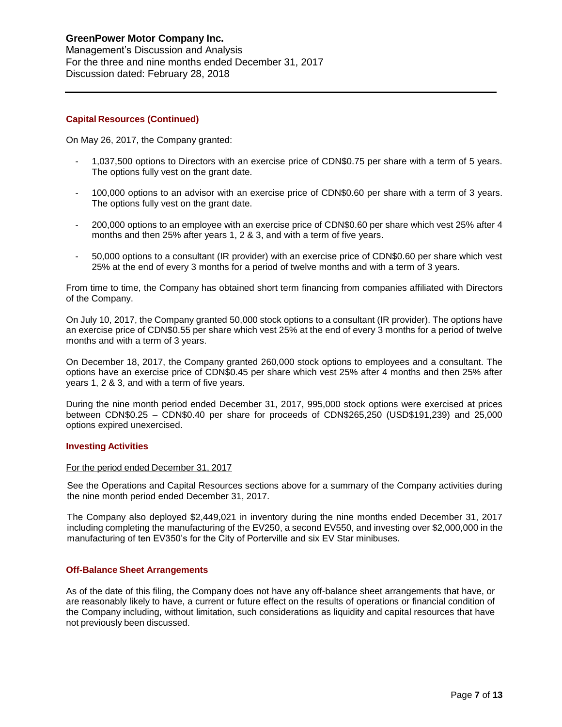#### Capital Resources (Continued)

On May 26, 2017, the Company granted:

- 1,037,500 options to Directors with an exercise price of CDN$0.75 per share with a term of 5 years. The options fully vest on the grant date.
- 100,000 options to an advisor with an exercise price of CDN$0.60 per share with a term of 3 years. The options fully vest on the grant date.
- 200,000 options to an employee with an exercise price of CDN$0.60 per share which vest 25% after 4 months and then 25% after years 1, 2 & 3, and with a term of five years.
- 50,000 options to a consultant (IR provider) with an exercise price of CDN$0.60 per share which vest 25% at the end of every 3 months for a period of twelve months and with a term of 3 years.

From time to time, the Company has obtained short term financing from companies affiliated with Directors of the Company.

On July 10, 2017, the Company granted 50,000 stock options to a consultant (IR provider). The options have an exercise price of CDN$0.55 per share which vest 25% at the end of every 3 months for a period of twelve months and with a term of 3 years.

On December 18, 2017, the Company granted 260,000 stock options to employees and a consultant. The options have an exercise price of CDN$0.45 per share which vest 25% after 4 months and then 25% after years 1, 2 & 3, and with a term of five years.

During the nine month period ended December 31, 2017, 995,000 stock options were exercised at prices between CDN$0.25 – CDN$0.40 per share for proceeds of CDN$265,250 (USD$191,239) and 25,000 options expired unexercised.

#### Investing Activities

For the period ended December 31, 2017

See the Operations and Capital Resources sections above for a summary of the Company activities during the nine month period ended December 31, 2017.

The Company also deployed $2,449,021 in inventory during the nine months ended December 31, 2017 including completing the manufacturing of the EV250, a second EV550, and investing over $2,000,000 in the manufacturing of ten EV350's for the City of Porterville and six EV Star minibuses.

#### Off-Balance Sheet Arrangements

As of the date of this filing, the Company does not have any off-balance sheet arrangements that have, or are reasonably likely to have, a current or future effect on the results of operations or financial condition of the Company including, without limitation, such considerations as liquidity and capital resources that have not previously been discussed.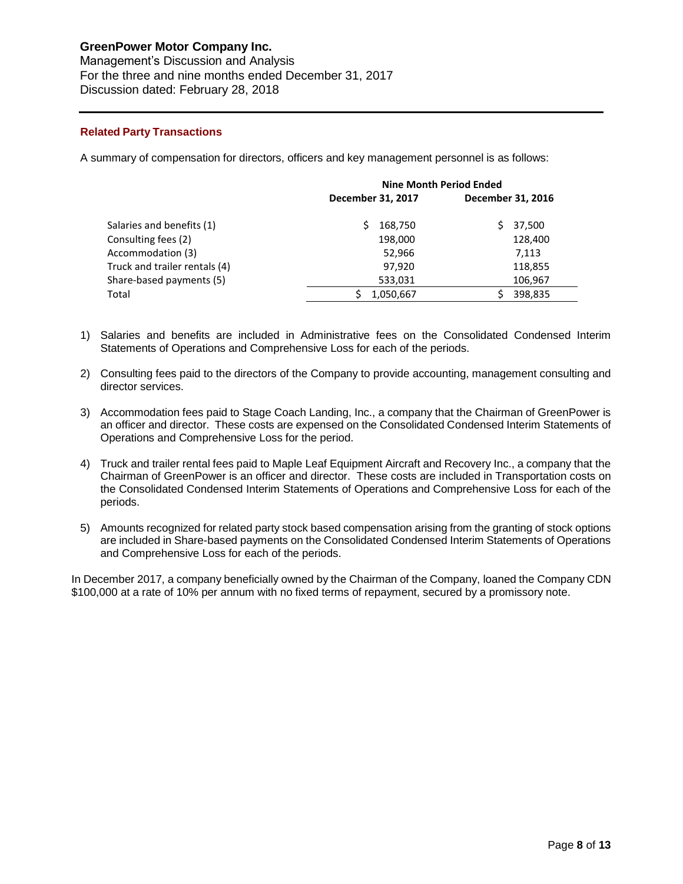## Related Party Transactions

A summary of compensation for directors, officers and key management personnel is as follows:

| | Nine Month Period Ended | |
|---|---|---|
| | **December 31, 2017** | **December 31, 2016** |
| Salaries and benefits (1) | $ 168,750 | $ 37,500 |
| Consulting fees (2) | 198,000 | 128,400 |
| Accommodation (3) | 52,966 | 7,113 |
| Truck and trailer rentals (4) | 97,920 | 118,855 |
| Share-based payments (5) | 533,031 | 106,967 |
| Total | $ 1,050,667 | $ 398,835 |

1) Salaries and benefits are included in Administrative fees on the Consolidated Condensed Interim Statements of Operations and Comprehensive Loss for each of the periods.

2) Consulting fees paid to the directors of the Company to provide accounting, management consulting and director services.

3) Accommodation fees paid to Stage Coach Landing, Inc., a company that the Chairman of GreenPower is an officer and director. These costs are expensed on the Consolidated Condensed Interim Statements of Operations and Comprehensive Loss for the period.

4) Truck and trailer rental fees paid to Maple Leaf Equipment Aircraft and Recovery Inc., a company that the Chairman of GreenPower is an officer and director. These costs are included in Transportation costs on the Consolidated Condensed Interim Statements of Operations and Comprehensive Loss for each of the periods.

5) Amounts recognized for related party stock based compensation arising from the granting of stock options are included in Share-based payments on the Consolidated Condensed Interim Statements of Operations and Comprehensive Loss for each of the periods.

In December 2017, a company beneficially owned by the Chairman of the Company, loaned the Company CDN $100,000 at a rate of 10% per annum with no fixed terms of repayment, secured by a promissory note.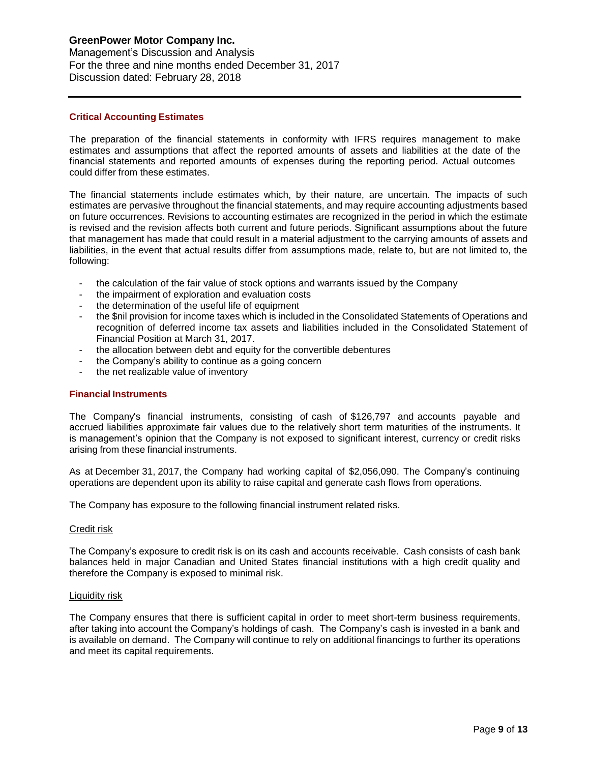## Critical Accounting Estimates

The preparation of the financial statements in conformity with IFRS requires management to make estimates and assumptions that affect the reported amounts of assets and liabilities at the date of the financial statements and reported amounts of expenses during the reporting period. Actual outcomes could differ from these estimates.

The financial statements include estimates which, by their nature, are uncertain. The impacts of such estimates are pervasive throughout the financial statements, and may require accounting adjustments based on future occurrences. Revisions to accounting estimates are recognized in the period in which the estimate is revised and the revision affects both current and future periods. Significant assumptions about the future that management has made that could result in a material adjustment to the carrying amounts of assets and liabilities, in the event that actual results differ from assumptions made, relate to, but are not limited to, the following:

- the calculation of the fair value of stock options and warrants issued by the Company
- the impairment of exploration and evaluation costs
- the determination of the useful life of equipment
- the $nil provision for income taxes which is included in the Consolidated Statements of Operations and recognition of deferred income tax assets and liabilities included in the Consolidated Statement of Financial Position at March 31, 2017.
- the allocation between debt and equity for the convertible debentures
- the Company's ability to continue as a going concern
- the net realizable value of inventory

## Financial Instruments

The Company's financial instruments, consisting of cash of $126,797 and accounts payable and accrued liabilities approximate fair values due to the relatively short term maturities of the instruments. It is management's opinion that the Company is not exposed to significant interest, currency or credit risks arising from these financial instruments.

As at December 31, 2017, the Company had working capital of $2,056,090. The Company's continuing operations are dependent upon its ability to raise capital and generate cash flows from operations.

The Company has exposure to the following financial instrument related risks.

Credit risk

The Company's exposure to credit risk is on its cash and accounts receivable. Cash consists of cash bank balances held in major Canadian and United States financial institutions with a high credit quality and therefore the Company is exposed to minimal risk.

Liquidity risk

The Company ensures that there is sufficient capital in order to meet short-term business requirements, after taking into account the Company's holdings of cash. The Company's cash is invested in a bank and is available on demand. The Company will continue to rely on additional financings to further its operations and meet its capital requirements.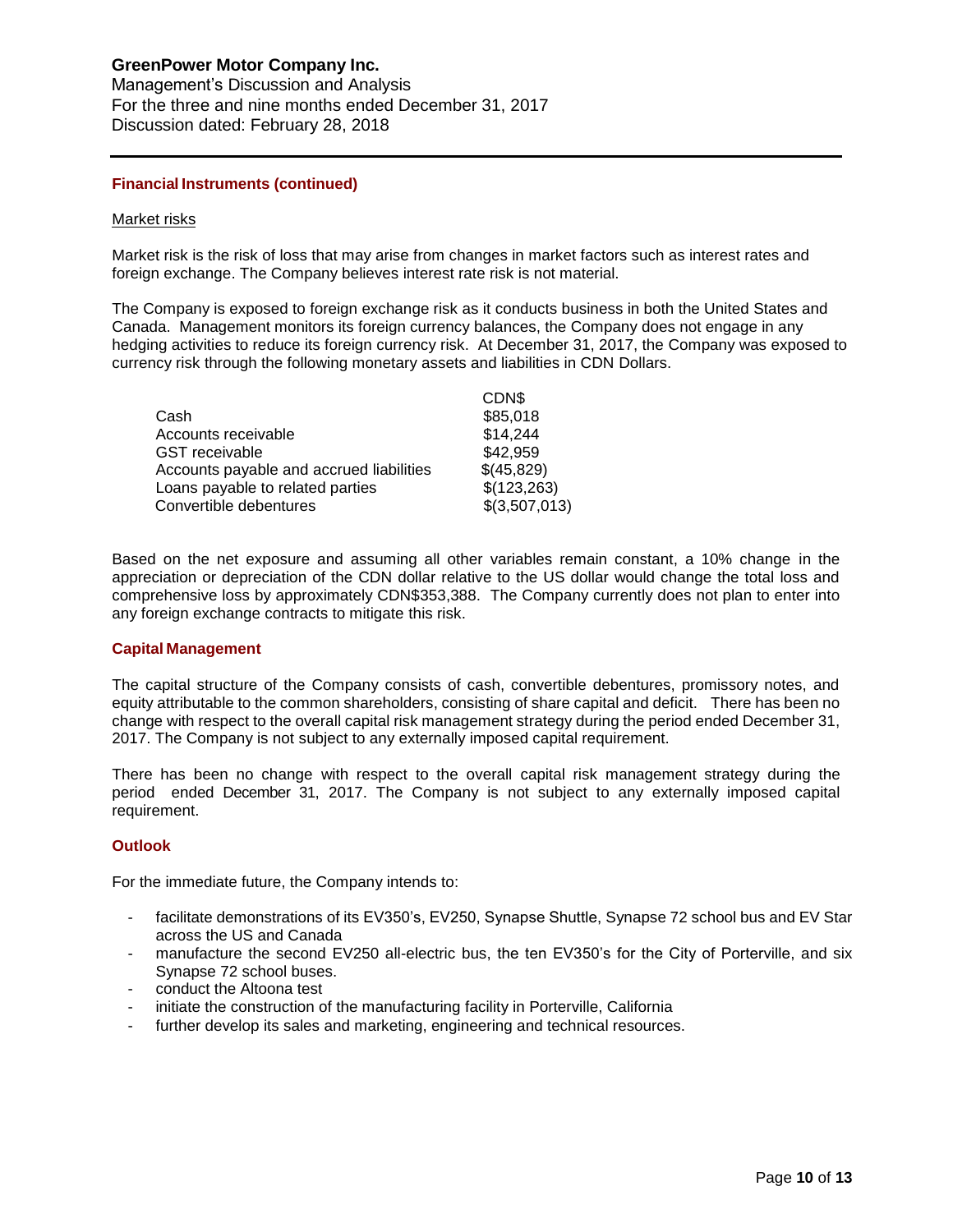### Financial Instruments (continued)

Market risks

Market risk is the risk of loss that may arise from changes in market factors such as interest rates and foreign exchange. The Company believes interest rate risk is not material.

The Company is exposed to foreign exchange risk as it conducts business in both the United States and Canada. Management monitors its foreign currency balances, the Company does not engage in any hedging activities to reduce its foreign currency risk. At December 31, 2017, the Company was exposed to currency risk through the following monetary assets and liabilities in CDN Dollars.

| | CDN$ |
|---|---|
| Cash | $85,018 |
| Accounts receivable | $14,244 |
| GST receivable | $42,959 |
| Accounts payable and accrued liabilities | $(45,829) |
| Loans payable to related parties | $(123,263) |
| Convertible debentures | $(3,507,013) |

Based on the net exposure and assuming all other variables remain constant, a 10% change in the appreciation or depreciation of the CDN dollar relative to the US dollar would change the total loss and comprehensive loss by approximately CDN$353,388. The Company currently does not plan to enter into any foreign exchange contracts to mitigate this risk.

### Capital Management

The capital structure of the Company consists of cash, convertible debentures, promissory notes, and equity attributable to the common shareholders, consisting of share capital and deficit. There has been no change with respect to the overall capital risk management strategy during the period ended December 31, 2017. The Company is not subject to any externally imposed capital requirement.

There has been no change with respect to the overall capital risk management strategy during the period ended December 31, 2017. The Company is not subject to any externally imposed capital requirement.

### Outlook

For the immediate future, the Company intends to:

- facilitate demonstrations of its EV350's, EV250, Synapse Shuttle, Synapse 72 school bus and EV Star across the US and Canada
- manufacture the second EV250 all-electric bus, the ten EV350's for the City of Porterville, and six Synapse 72 school buses.
- conduct the Altoona test
- initiate the construction of the manufacturing facility in Porterville, California
- further develop its sales and marketing, engineering and technical resources.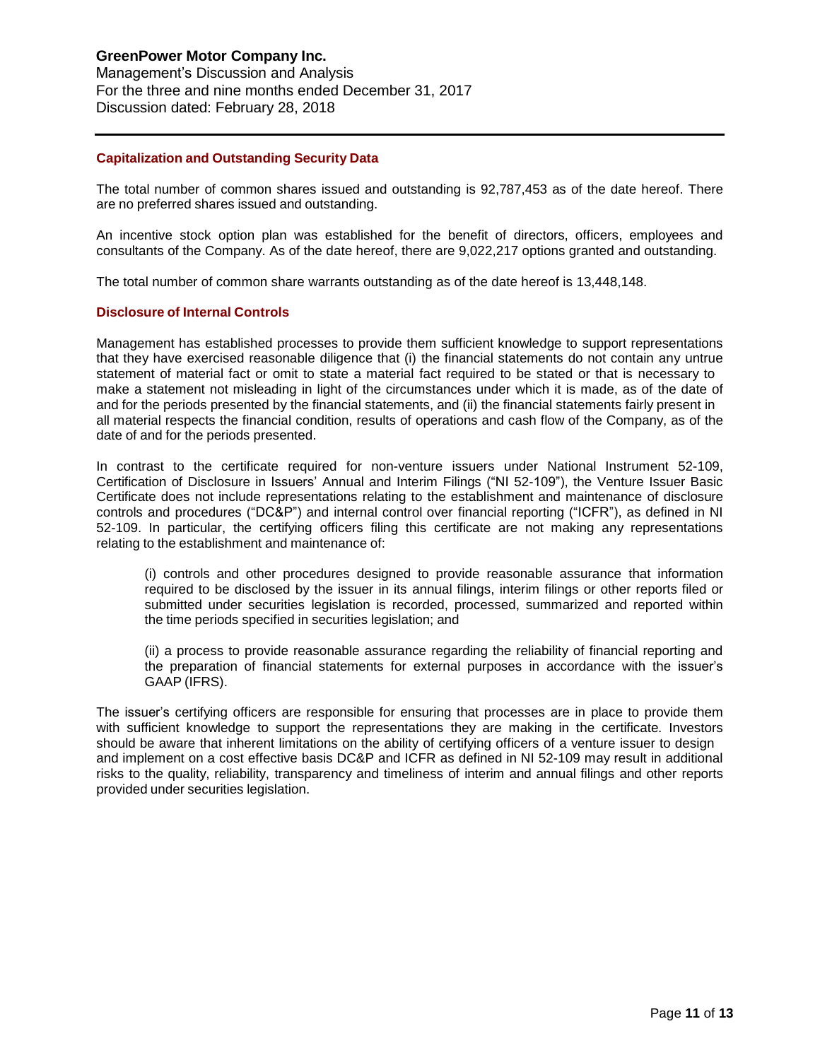## Capitalization and Outstanding Security Data

The total number of common shares issued and outstanding is 92,787,453 as of the date hereof. There are no preferred shares issued and outstanding.

An incentive stock option plan was established for the benefit of directors, officers, employees and consultants of the Company. As of the date hereof, there are 9,022,217 options granted and outstanding.

The total number of common share warrants outstanding as of the date hereof is 13,448,148.

## Disclosure of Internal Controls

Management has established processes to provide them sufficient knowledge to support representations that they have exercised reasonable diligence that (i) the financial statements do not contain any untrue statement of material fact or omit to state a material fact required to be stated or that is necessary to make a statement not misleading in light of the circumstances under which it is made, as of the date of and for the periods presented by the financial statements, and (ii) the financial statements fairly present in all material respects the financial condition, results of operations and cash flow of the Company, as of the date of and for the periods presented.

In contrast to the certificate required for non-venture issuers under National Instrument 52-109, Certification of Disclosure in Issuers' Annual and Interim Filings ("NI 52-109"), the Venture Issuer Basic Certificate does not include representations relating to the establishment and maintenance of disclosure controls and procedures ("DC&P") and internal control over financial reporting ("ICFR"), as defined in NI 52-109. In particular, the certifying officers filing this certificate are not making any representations relating to the establishment and maintenance of:

(i) controls and other procedures designed to provide reasonable assurance that information required to be disclosed by the issuer in its annual filings, interim filings or other reports filed or submitted under securities legislation is recorded, processed, summarized and reported within the time periods specified in securities legislation; and

(ii) a process to provide reasonable assurance regarding the reliability of financial reporting and the preparation of financial statements for external purposes in accordance with the issuer's GAAP (IFRS).

The issuer's certifying officers are responsible for ensuring that processes are in place to provide them with sufficient knowledge to support the representations they are making in the certificate. Investors should be aware that inherent limitations on the ability of certifying officers of a venture issuer to design and implement on a cost effective basis DC&P and ICFR as defined in NI 52-109 may result in additional risks to the quality, reliability, transparency and timeliness of interim and annual filings and other reports provided under securities legislation.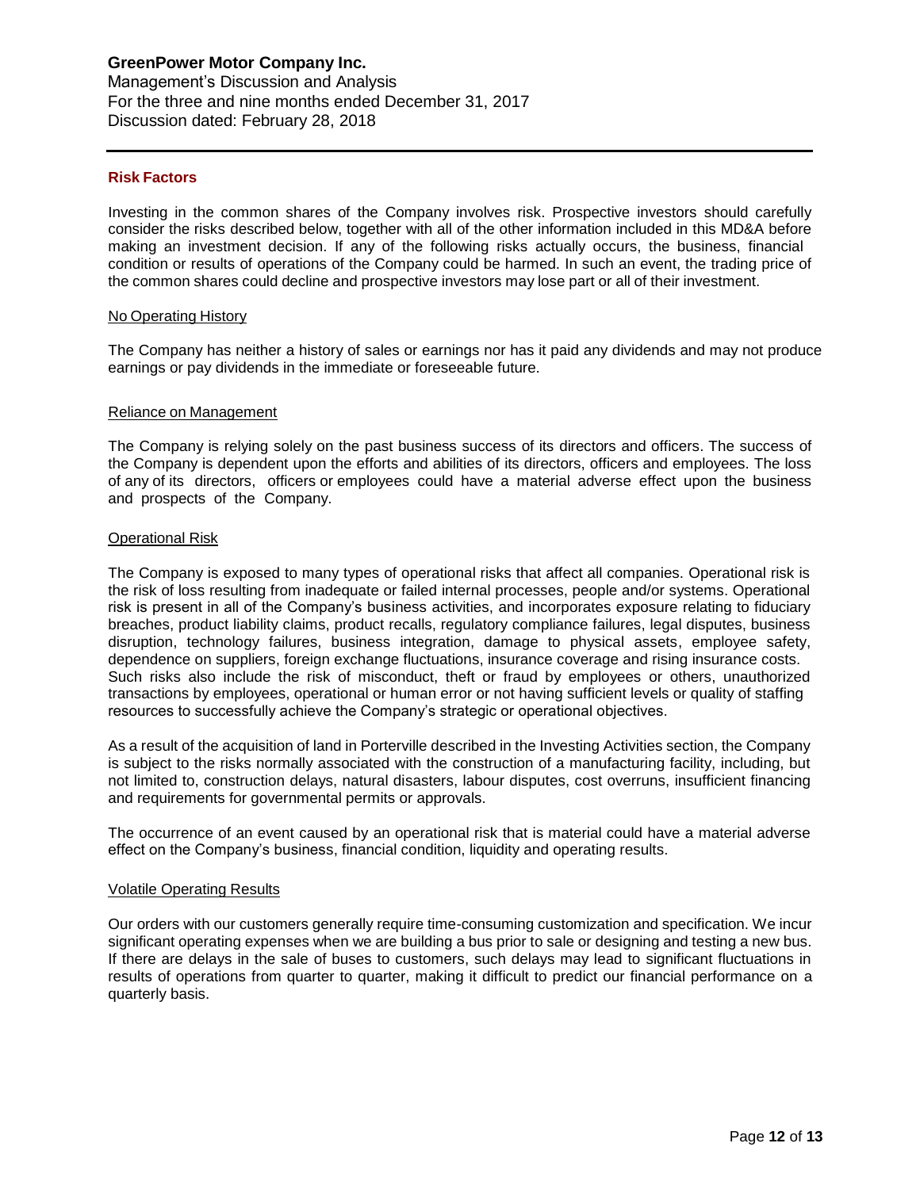## Risk Factors

Investing in the common shares of the Company involves risk. Prospective investors should carefully consider the risks described below, together with all of the other information included in this MD&A before making an investment decision. If any of the following risks actually occurs, the business, financial condition or results of operations of the Company could be harmed. In such an event, the trading price of the common shares could decline and prospective investors may lose part or all of their investment.

### No Operating History

The Company has neither a history of sales or earnings nor has it paid any dividends and may not produce earnings or pay dividends in the immediate or foreseeable future.

### Reliance on Management

The Company is relying solely on the past business success of its directors and officers. The success of the Company is dependent upon the efforts and abilities of its directors, officers and employees. The loss of any of its directors, officers or employees could have a material adverse effect upon the business and prospects of the Company.

### Operational Risk

The Company is exposed to many types of operational risks that affect all companies. Operational risk is the risk of loss resulting from inadequate or failed internal processes, people and/or systems. Operational risk is present in all of the Company's business activities, and incorporates exposure relating to fiduciary breaches, product liability claims, product recalls, regulatory compliance failures, legal disputes, business disruption, technology failures, business integration, damage to physical assets, employee safety, dependence on suppliers, foreign exchange fluctuations, insurance coverage and rising insurance costs. Such risks also include the risk of misconduct, theft or fraud by employees or others, unauthorized transactions by employees, operational or human error or not having sufficient levels or quality of staffing resources to successfully achieve the Company's strategic or operational objectives.

As a result of the acquisition of land in Porterville described in the Investing Activities section, the Company is subject to the risks normally associated with the construction of a manufacturing facility, including, but not limited to, construction delays, natural disasters, labour disputes, cost overruns, insufficient financing and requirements for governmental permits or approvals.

The occurrence of an event caused by an operational risk that is material could have a material adverse effect on the Company's business, financial condition, liquidity and operating results.

### Volatile Operating Results

Our orders with our customers generally require time-consuming customization and specification. We incur significant operating expenses when we are building a bus prior to sale or designing and testing a new bus. If there are delays in the sale of buses to customers, such delays may lead to significant fluctuations in results of operations from quarter to quarter, making it difficult to predict our financial performance on a quarterly basis.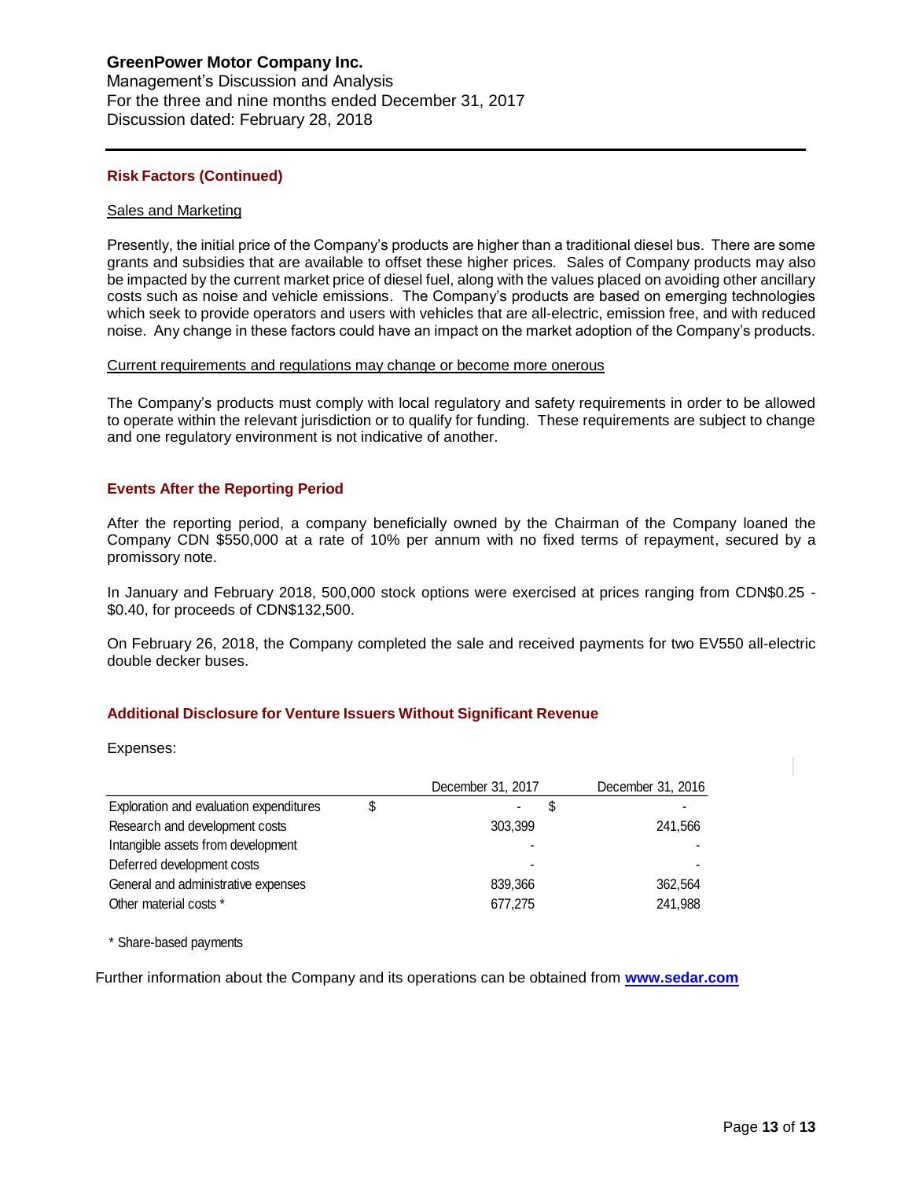### Risk Factors (Continued)

Sales and Marketing

Presently, the initial price of the Company's products are higher than a traditional diesel bus. There are some grants and subsidies that are available to offset these higher prices. Sales of Company products may also be impacted by the current market price of diesel fuel, along with the values placed on avoiding other ancillary costs such as noise and vehicle emissions. The Company's products are based on emerging technologies which seek to provide operators and users with vehicles that are all-electric, emission free, and with reduced noise. Any change in these factors could have an impact on the market adoption of the Company's products.

Current requirements and regulations may change or become more onerous

The Company's products must comply with local regulatory and safety requirements in order to be allowed to operate within the relevant jurisdiction or to qualify for funding. These requirements are subject to change and one regulatory environment is not indicative of another.

### Events After the Reporting Period

After the reporting period, a company beneficially owned by the Chairman of the Company loaned the Company CDN $550,000 at a rate of 10% per annum with no fixed terms of repayment, secured by a promissory note.

In January and February 2018, 500,000 stock options were exercised at prices ranging from CDN$0.25 - $0.40, for proceeds of CDN$132,500.

On February 26, 2018, the Company completed the sale and received payments for two EV550 all-electric double decker buses.

### Additional Disclosure for Venture Issuers Without Significant Revenue

Expenses:

| | December 31, 2017 | December 31, 2016 |
|---|---|---|
| Exploration and evaluation expenditures | $ - | $ - |
| Research and development costs | 303,399 | 241,566 |
| Intangible assets from development | - | - |
| Deferred development costs | - | - |
| General and administrative expenses | 839,366 | 362,564 |
| Other material costs * | 677,275 | 241,988 |

* Share-based payments

Further information about the Company and its operations can be obtained from **www.sedar.com**